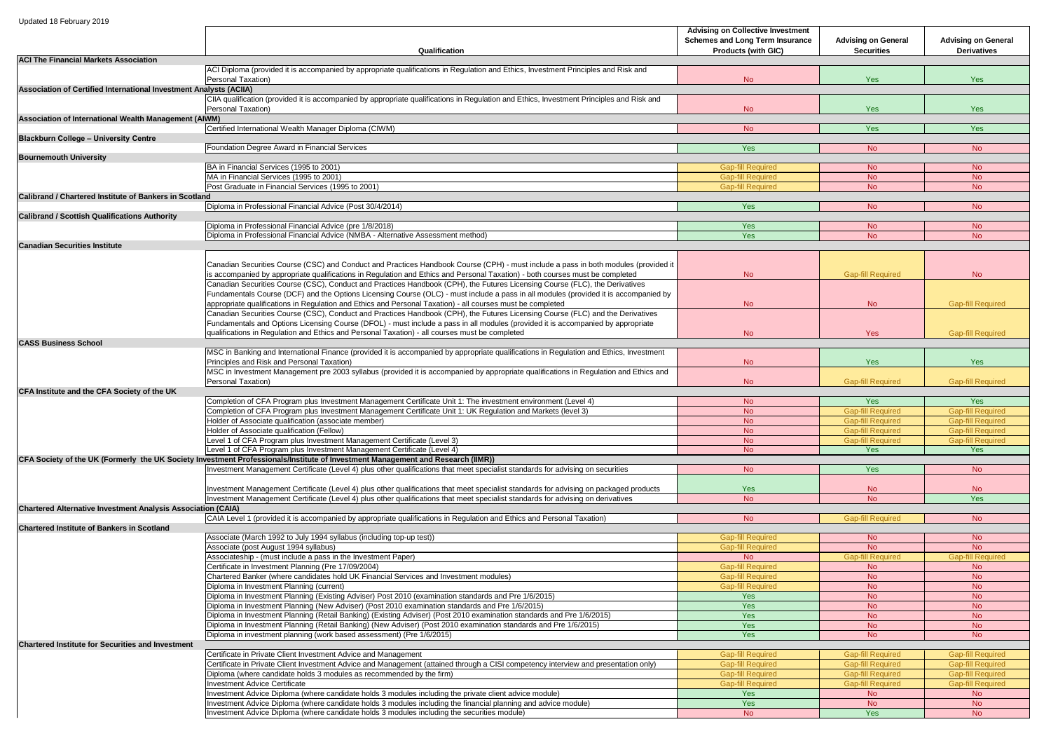Updated 18 February 2019

| | Qualification | Advising on Collective Investment Schemes and Long Term Insurance Products (with GIC) | Advising on General Securities | Advising on General Derivatives |
|---|---|---|---|---|
| **ACI The Financial Markets Association** | | | | |
| | ACI Diploma (provided it is accompanied by appropriate qualifications in Regulation and Ethics, Investment Principles and Risk and Personal Taxation) | No | Yes | Yes |
| **Association of Certified International Investment Analysts (ACIIA)** | | | | |
| | CIIA qualification (provided it is accompanied by appropriate qualifications in Regulation and Ethics, Investment Principles and Risk and Personal Taxation) | No | Yes | Yes |
| **Association of International Wealth Management (AIWM)** | | | | |
| | Certified International Wealth Manager Diploma (CIWM) | No | Yes | Yes |
| **Blackburn College – University Centre** | | | | |
| | Foundation Degree Award in Financial Services | Yes | No | No |
| **Bournemouth University** | | | | |
| | BA in Financial Services (1995 to 2001) | Gap-fill Required | No | No |
| | MA in Financial Services (1995 to 2001) | Gap-fill Required | No | No |
| | Post Graduate in Financial Services (1995 to 2001) | Gap-fill Required | No | No |
| **Calibrand / Chartered Institute of Bankers in Scotland** | | | | |
| | Diploma in Professional Financial Advice (Post 30/4/2014) | Yes | No | No |
| **Calibrand / Scottish Qualifications Authority** | | | | |
| | Diploma in Professional Financial Advice (pre 1/8/2018) | Yes | No | No |
| | Diploma in Professional Financial Advice (NMBA - Alternative Assessment method) | Yes | No | No |
| **Canadian Securities Institute** | | | | |
| | Canadian Securities Course (CSC) and Conduct and Practices Handbook Course (CPH) - must include a pass in both modules (provided it is accompanied by appropriate qualifications in Regulation and Ethics and Personal Taxation) - both courses must be completed | No | Gap-fill Required | No |
| | Canadian Securities Course (CSC), Conduct and Practices Handbook (CPH), the Futures Licensing Course (FLC), the Derivatives Fundamentals Course (DCF) and the Options Licensing Course (OLC) - must include a pass in all modules (provided it is accompanied by appropriate qualifications in Regulation and Ethics and Personal Taxation) - all courses must be completed | No | No | Gap-fill Required |
| | Canadian Securities Course (CSC), Conduct and Practices Handbook (CPH), the Futures Licensing Course (FLC) and the Derivatives Fundamentals and Options Licensing Course (DFOL) - must include a pass in all modules (provided it is accompanied by appropriate qualifications in Regulation and Ethics and Personal Taxation) - all courses must be completed | No | Yes | Gap-fill Required |
| **CASS Business School** | | | | |
| | MSC in Banking and International Finance (provided it is accompanied by appropriate qualifications in Regulation and Ethics, Investment Principles and Risk and Personal Taxation) | No | Yes | Yes |
| | MSC in Investment Management pre 2003 syllabus (provided it is accompanied by appropriate qualifications in Regulation and Ethics and Personal Taxation) | No | Gap-fill Required | Gap-fill Required |
| **CFA Institute and the CFA Society of the UK** | | | | |
| | Completion of CFA Program plus Investment Management Certificate Unit 1: The investment environment (Level 4) | No | Yes | Yes |
| | Completion of CFA Program plus Investment Management Certificate Unit 1: UK Regulation and Markets (level 3) | No | Gap-fill Required | Gap-fill Required |
| | Holder of Associate qualification (associate member) | No | Gap-fill Required | Gap-fill Required |
| | Holder of Associate qualification (Fellow) | No | Gap-fill Required | Gap-fill Required |
| | Level 1 of CFA Program plus Investment Management Certificate (Level 3) | No | Gap-fill Required | Gap-fill Required |
| | Level 1 of CFA Program plus Investment Management Certificate (Level 4) | No | Yes | Yes |
| **CFA Society of the UK (Formerly the UK Society Investment Professionals/Institute of Investment Management and Research (IIMR))** | | | | |
| | Investment Management Certificate (Level 4) plus other qualifications that meet specialist standards for advising on securities | No | Yes | No |
| | Investment Management Certificate (Level 4) plus other qualifications that meet specialist standards for advising on packaged products | Yes | No | No |
| | Investment Management Certificate (Level 4) plus other qualifications that meet specialist standards for advising on derivatives | No | No | Yes |
| **Chartered Alternative Investment Analysis Association (CAIA)** | | | | |
| | CAIA Level 1 (provided it is accompanied by appropriate qualifications in Regulation and Ethics and Personal Taxation) | No | Gap-fill Required | No |
| **Chartered Institute of Bankers in Scotland** | | | | |
| | Associate (March 1992 to July 1994 syllabus (including top-up test)) | Gap-fill Required | No | No |
| | Associate (post August 1994 syllabus) | Gap-fill Required | No | No |
| | Associateship - (must include a pass in the Investment Paper) | No | Gap-fill Required | Gap-fill Required |
| | Certificate in Investment Planning (Pre 17/09/2004) | Gap-fill Required | No | No |
| | Chartered Banker (where candidates hold UK Financial Services and Investment modules) | Gap-fill Required | No | No |
| | Diploma in Investment Planning (current) | Gap-fill Required | No | No |
| | Diploma in Investment Planning (Existing Adviser) Post 2010 (examination standards and Pre 1/6/2015) | Yes | No | No |
| | Diploma in Investment Planning (New Adviser) (Post 2010 examination standards and Pre 1/6/2015) | Yes | No | No |
| | Diploma in Investment Planning (Retail Banking) (Existing Adviser) (Post 2010 examination standards and Pre 1/6/2015) | Yes | No | No |
| | Diploma in Investment Planning (Retail Banking) (New Adviser) (Post 2010 examination standards and Pre 1/6/2015) | Yes | No | No |
| | Diploma in investment planning (work based assessment) (Pre 1/6/2015) | Yes | No | No |
| **Chartered Institute for Securities and Investment** | | | | |
| | Certificate in Private Client Investment Advice and Management | Gap-fill Required | Gap-fill Required | Gap-fill Required |
| | Certificate in Private Client Investment Advice and Management (attained through a CISI competency interview and presentation only) | Gap-fill Required | Gap-fill Required | Gap-fill Required |
| | Diploma (where candidate holds 3 modules as recommended by the firm) | Gap-fill Required | Gap-fill Required | Gap-fill Required |
| | Investment Advice Certificate | Gap-fill Required | Gap-fill Required | Gap-fill Required |
| | Investment Advice Diploma (where candidate holds 3 modules including the private client advice module) | Yes | No | No |
| | Investment Advice Diploma (where candidate holds 3 modules including the financial planning and advice module) | Yes | No | No |
| | Investment Advice Diploma (where candidate holds 3 modules including the securities module) | No | Yes | No |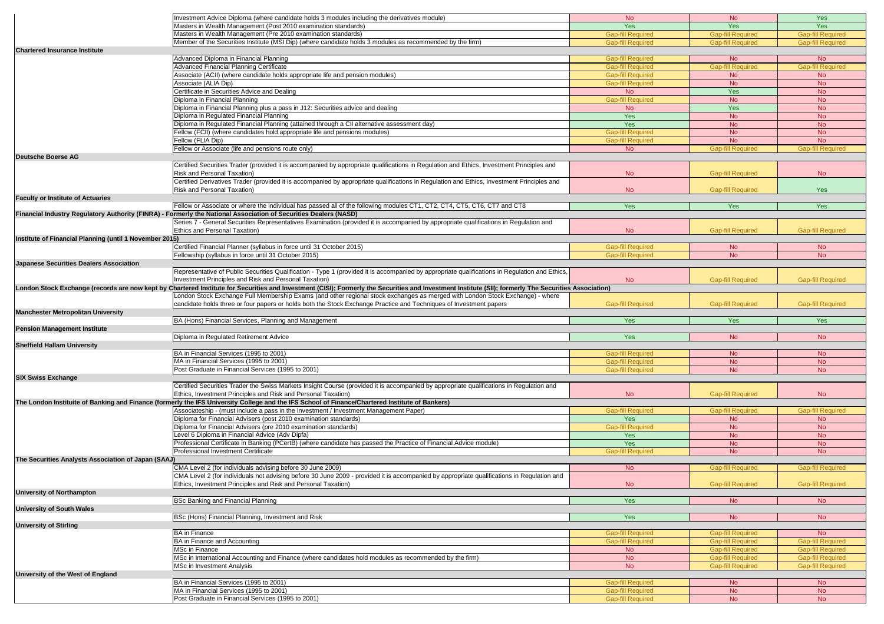| | | | | |
|---|---|---|---|---|
| | Investment Advice Diploma (where candidate holds 3 modules including the derivatives module) | No | No | Yes |
| | Masters in Wealth Management (Post 2010 examination standards) | Yes | Yes | Yes |
| | Masters in Wealth Management (Pre 2010 examination standards) | Gap-fill Required | Gap-fill Required | Gap-fill Required |
| | Member of the Securities Institute (MSI Dip) (where candidate holds 3 modules as recommended by the firm) | Gap-fill Required | Gap-fill Required | Gap-fill Required |
| **Chartered Insurance Institute** | | | | |
| | Advanced Diploma in Financial Planning | Gap-fill Required | No | No |
| | Advanced Financial Planning Certificate | Gap-fill Required | Gap-fill Required | Gap-fill Required |
| | Associate (ACII) (where candidate holds appropriate life and pension modules) | Gap-fill Required | No | No |
| | Associate (ALIA Dip) | Gap-fill Required | No | No |
| | Certificate in Securities Advice and Dealing | No | Yes | No |
| | Diploma in Financial Planning | Gap-fill Required | No | No |
| | Diploma in Financial Planning plus a pass in J12: Securities advice and dealing | No | Yes | No |
| | Diploma in Regulated Financial Planning | Yes | No | No |
| | Diploma in Regulated Financial Planning (attained through a CII alternative assessment day) | Yes | No | No |
| | Fellow (FCII) (where candidates hold appropriate life and pensions modules) | Gap-fill Required | No | No |
| | Fellow (FLIA Dip) | Gap-fill Required | No | No |
| | Fellow or Associate (life and pensions route only) | No | Gap-fill Required | Gap-fill Required |
| **Deutsche Boerse AG** | | | | |
| | Certified Securities Trader (provided it is accompanied by appropriate qualifications in Regulation and Ethics, Investment Principles and Risk and Personal Taxation) | No | Gap-fill Required | No |
| | Certified Derivatives Trader (provided it is accompanied by appropriate qualifications in Regulation and Ethics, Investment Principles and Risk and Personal Taxation) | No | Gap-fill Required | Yes |
| **Faculty or Institute of Actuaries** | | | | |
| | Fellow or Associate or where the individual has passed all of the following modules CT1, CT2, CT4, CT5, CT6, CT7 and CT8 | Yes | Yes | Yes |
| **Financial Industry Regulatory Authority (FINRA) - Formerly the National Association of Securities Dealers (NASD)** | | | | |
| | Series 7 - General Securities Representatives Examination (provided it is accompanied by appropriate qualifications in Regulation and Ethics and Personal Taxation) | No | Gap-fill Required | Gap-fill Required |
| **Institute of Financial Planning (until 1 November 2015)** | | | | |
| | Certified Financial Planner (syllabus in force until 31 October 2015) | Gap-fill Required | No | No |
| | Fellowship (syllabus in force until 31 October 2015) | Gap-fill Required | No | No |
| **Japanese Securities Dealers Association** | | | | |
| | Representative of Public Securities Qualification - Type 1 (provided it is accompanied by appropriate qualifications in Regulation and Ethics, Investment Principles and Risk and Personal Taxation) | No | Gap-fill Required | Gap-fill Required |
| **London Stock Exchange (records are now kept by Chartered Institute for Securities and Investment (CISI); Formerly the Securities and Investment Institute (SII); formerly The Securities Association)** | | | | |
| | London Stock Exchange Full Membership Exams (and other regional stock exchanges as merged with London Stock Exchange) - where candidate holds three or four papers or holds both the Stock Exchange Practice and Techniques of Investment papers | Gap-fill Required | Gap-fill Required | Gap-fill Required |
| **Manchester Metropolitan University** | | | | |
| | BA (Hons) Financial Services, Planning and Management | Yes | Yes | Yes |
| **Pension Management Institute** | | | | |
| | Diploma in Regulated Retirement Advice | Yes | No | No |
| **Sheffield Hallam University** | | | | |
| | BA in Financial Services (1995 to 2001) | Gap-fill Required | No | No |
| | MA in Financial Services (1995 to 2001) | Gap-fill Required | No | No |
| | Post Graduate in Financial Services (1995 to 2001) | Gap-fill Required | No | No |
| **SIX Swiss Exchange** | | | | |
| | Certified Securities Trader the Swiss Markets Insight Course (provided it is accompanied by appropriate qualifications in Regulation and Ethics, Investment Principles and Risk and Personal Taxation) | No | Gap-fill Required | No |
| **The London Instituite of Banking and Finance (formerly the IFS University College and the IFS School of Finance/Chartered Institute of Bankers)** | | | | |
| | Associateship - (must include a pass in the Investment / Investment Management Paper) | Gap-fill Required | Gap-fill Required | Gap-fill Required |
| | Diploma for Financial Advisers (post 2010 examination standards) | Yes | No | No |
| | Diploma for Financial Advisers (pre 2010 examination standards) | Gap-fill Required | No | No |
| | Level 6 Diploma in Financial Advice (Adv Dipfa) | Yes | No | No |
| | Professional Certificate in Banking (PCertB) (where candidate has passed the Practice of Financial Advice module) | Yes | No | No |
| | Professional Investment Certificate | Gap-fill Required | No | No |
| **The Securities Analysts Association of Japan (SAAJ)** | | | | |
| | CMA Level 2 (for individuals advising before 30 June 2009) | No | Gap-fill Required | Gap-fill Required |
| | CMA Level 2 (for individuals not advising before 30 June 2009 - provided it is accompanied by appropriate qualifications in Regulation and Ethics, Investment Principles and Risk and Personal Taxation) | No | Gap-fill Required | Gap-fill Required |
| **University of Northampton** | | | | |
| | BSc Banking and Financial Planning | Yes | No | No |
| **University of South Wales** | | | | |
| | BSc (Hons) Financial Planning, Investment and Risk | Yes | No | No |
| **University of Stirling** | | | | |
| | BA in Finance | Gap-fill Required | Gap-fill Required | No |
| | BA in Finance and Accounting | Gap-fill Required | Gap-fill Required | Gap-fill Required |
| | MSc in Finance | No | Gap-fill Required | Gap-fill Required |
| | MSc in International Accounting and Finance (where candidates hold modules as recommended by the firm) | No | Gap-fill Required | Gap-fill Required |
| | MSc in Investment Analysis | No | Gap-fill Required | Gap-fill Required |
| **University of the West of England** | | | | |
| | BA in Financial Services (1995 to 2001) | Gap-fill Required | No | No |
| | MA in Financial Services (1995 to 2001) | Gap-fill Required | No | No |
| | Post Graduate in Financial Services (1995 to 2001) | Gap-fill Required | No | No |